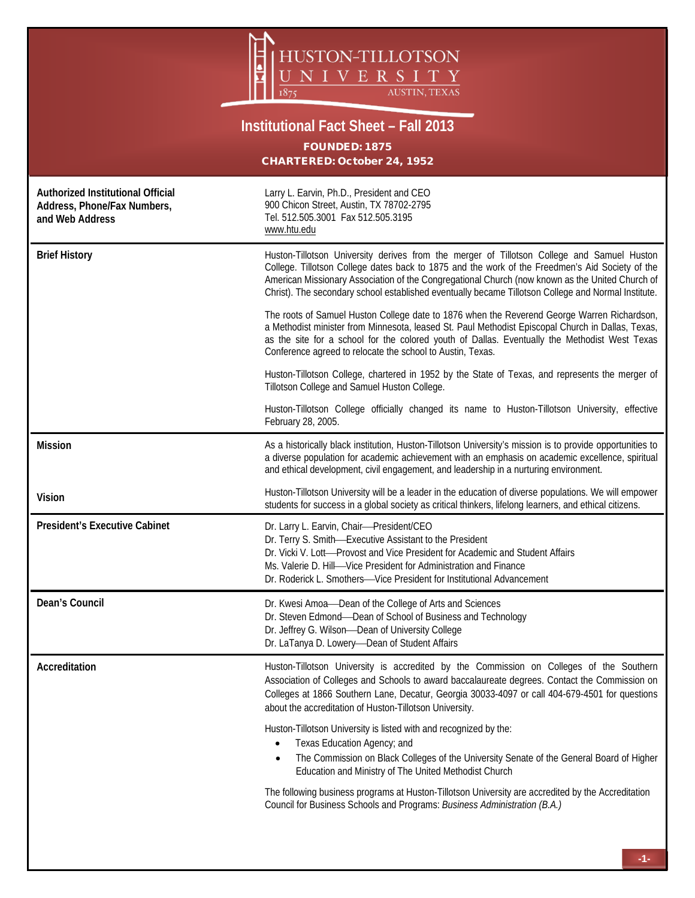# HUSTON-TILLOTSON UNIVERSITY

1875 AUSTIN, TEXAS

## Institutional Fact Sheet – Fall 2013

**FOUNDED: 1875**
**CHARTERED: October 24, 1952**

| | |
|---|---|
| **Authorized Institutional Official Address, Phone/Fax Numbers, and Web Address** | Larry L. Earvin, Ph.D., President and CEO<br>900 Chicon Street, Austin, TX 78702-2795<br>Tel. 512.505.3001 Fax 512.505.3195<br>www.htu.edu |
| **Brief History** | Huston-Tillotson University derives from the merger of Tillotson College and Samuel Huston College. Tillotson College dates back to 1875 and the work of the Freedmen's Aid Society of the American Missionary Association of the Congregational Church (now known as the United Church of Christ). The secondary school established eventually became Tillotson College and Normal Institute.<br><br>The roots of Samuel Huston College date to 1876 when the Reverend George Warren Richardson, a Methodist minister from Minnesota, leased St. Paul Methodist Episcopal Church in Dallas, Texas, as the site for a school for the colored youth of Dallas. Eventually the Methodist West Texas Conference agreed to relocate the school to Austin, Texas.<br><br>Huston-Tillotson College, chartered in 1952 by the State of Texas, and represents the merger of Tillotson College and Samuel Huston College.<br><br>Huston-Tillotson College officially changed its name to Huston-Tillotson University, effective February 28, 2005. |
| **Mission** | As a historically black institution, Huston-Tillotson University's mission is to provide opportunities to a diverse population for academic achievement with an emphasis on academic excellence, spiritual and ethical development, civil engagement, and leadership in a nurturing environment. |
| **Vision** | Huston-Tillotson University will be a leader in the education of diverse populations. We will empower students for success in a global society as critical thinkers, lifelong learners, and ethical citizens. |
| **President's Executive Cabinet** | Dr. Larry L. Earvin, Chair—President/CEO<br>Dr. Terry S. Smith—Executive Assistant to the President<br>Dr. Vicki V. Lott—Provost and Vice President for Academic and Student Affairs<br>Ms. Valerie D. Hill—Vice President for Administration and Finance<br>Dr. Roderick L. Smothers—Vice President for Institutional Advancement |
| **Dean's Council** | Dr. Kwesi Amoa—Dean of the College of Arts and Sciences<br>Dr. Steven Edmond—Dean of School of Business and Technology<br>Dr. Jeffrey G. Wilson—Dean of University College<br>Dr. LaTanya D. Lowery—Dean of Student Affairs |
| **Accreditation** | Huston-Tillotson University is accredited by the Commission on Colleges of the Southern Association of Colleges and Schools to award baccalaureate degrees. Contact the Commission on Colleges at 1866 Southern Lane, Decatur, Georgia 30033-4097 or call 404-679-4501 for questions about the accreditation of Huston-Tillotson University.<br><br>Huston-Tillotson University is listed with and recognized by the:<br>• Texas Education Agency; and<br>• The Commission on Black Colleges of the University Senate of the General Board of Higher Education and Ministry of The United Methodist Church<br><br>The following business programs at Huston-Tillotson University are accredited by the Accreditation Council for Business Schools and Programs: *Business Administration (B.A.)* |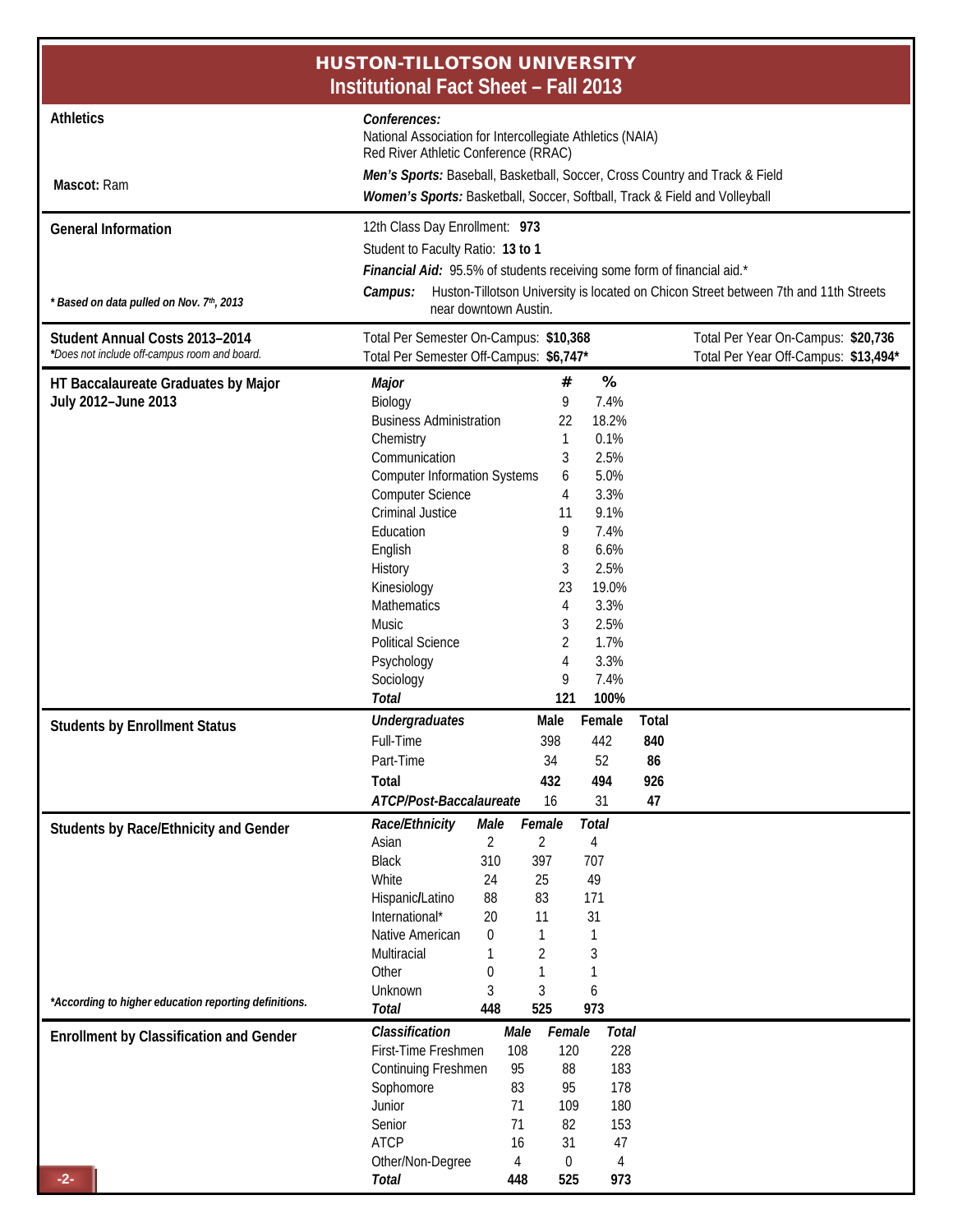# HUSTON-TILLOTSON UNIVERSITY
## Institutional Fact Sheet – Fall 2013

### Athletics

**Mascot:** Ram

***Conferences:***
National Association for Intercollegiate Athletics (NAIA)
Red River Athletic Conference (RRAC)

***Men's Sports:*** Baseball, Basketball, Soccer, Cross Country and Track & Field

***Women's Sports:*** Basketball, Soccer, Softball, Track & Field and Volleyball

### General Information

12th Class Day Enrollment: **973**

Student to Faculty Ratio: **13 to 1**

***Financial Aid:*** 95.5% of students receiving some form of financial aid.*

***Campus:*** Huston-Tillotson University is located on Chicon Street between 7th and 11th Streets near downtown Austin.

*** Based on data pulled on Nov. 7th, 2013***

### Student Annual Costs 2013–2014

**\*Does not include off-campus room and board.**

Total Per Semester On-Campus: **$10,368**
Total Per Semester Off-Campus: **$6,747***

Total Per Year On-Campus: **$20,736**
Total Per Year Off-Campus: **$13,494***

### HT Baccalaureate Graduates by Major July 2012–June 2013

| *Major* | # | % |
|---|---|---|
| Biology | 9 | 7.4% |
| Business Administration | 22 | 18.2% |
| Chemistry | 1 | 0.1% |
| Communication | 3 | 2.5% |
| Computer Information Systems | 6 | 5.0% |
| Computer Science | 4 | 3.3% |
| Criminal Justice | 11 | 9.1% |
| Education | 9 | 7.4% |
| English | 8 | 6.6% |
| History | 3 | 2.5% |
| Kinesiology | 23 | 19.0% |
| Mathematics | 4 | 3.3% |
| Music | 3 | 2.5% |
| Political Science | 2 | 1.7% |
| Psychology | 4 | 3.3% |
| Sociology | 9 | 7.4% |
| ***Total*** | **121** | **100%** |

### Students by Enrollment Status

| *Undergraduates* | Male | Female | Total |
|---|---|---|---|
| Full-Time | 398 | 442 | **840** |
| Part-Time | 34 | 52 | **86** |
| **Total** | **432** | **494** | **926** |
| ***ATCP/Post-Baccalaureate*** | 16 | 31 | **47** |

### Students by Race/Ethnicity and Gender

| *Race/Ethnicity* | *Male* | *Female* | *Total* |
|---|---|---|---|
| Asian | 2 | 2 | 4 |
| Black | 310 | 397 | 707 |
| White | 24 | 25 | 49 |
| Hispanic/Latino | 88 | 83 | 171 |
| International* | 20 | 11 | 31 |
| Native American | 0 | 1 | 1 |
| Multiracial | 1 | 2 | 3 |
| Other | 0 | 1 | 1 |
| Unknown | 3 | 3 | 6 |
| ***Total*** | **448** | **525** | **973** |

***According to higher education reporting definitions.***

### Enrollment by Classification and Gender

| *Classification* | *Male* | *Female* | *Total* |
|---|---|---|---|
| First-Time Freshmen | 108 | 120 | 228 |
| Continuing Freshmen | 95 | 88 | 183 |
| Sophomore | 83 | 95 | 178 |
| Junior | 71 | 109 | 180 |
| Senior | 71 | 82 | 153 |
| ATCP | 16 | 31 | 47 |
| Other/Non-Degree | 4 | 0 | 4 |
| ***Total*** | **448** | **525** | **973** |